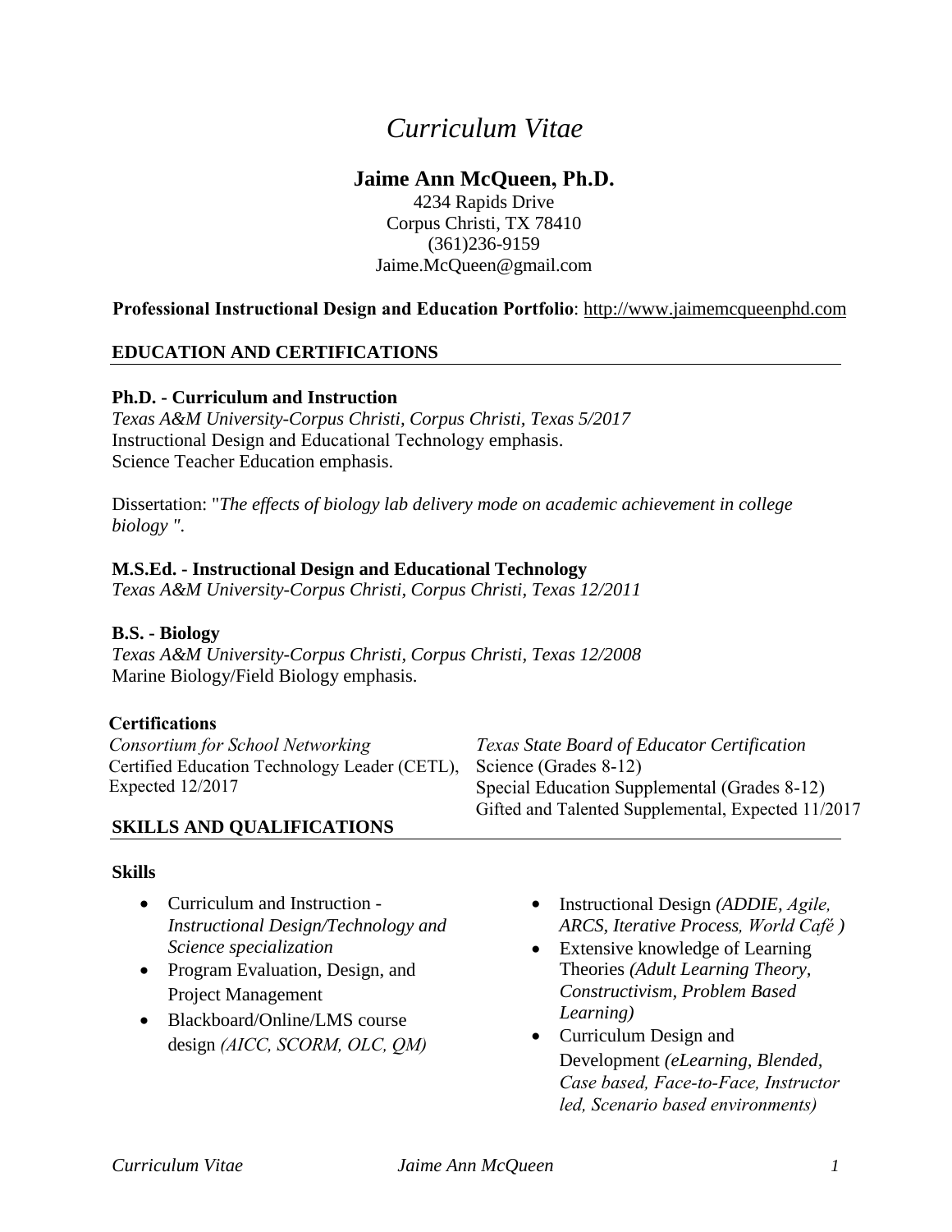# *Curriculum Vitae*

## Jaime Ann McQueen, Ph.D.

4234 Rapids Drive
Corpus Christi, TX 78410
(361)236-9159
Jaime.McQueen@gmail.com

**Professional Instructional Design and Education Portfolio**: http://www.jaimemcqueenphd.com

## EDUCATION AND CERTIFICATIONS

**Ph.D. - Curriculum and Instruction**
*Texas A&M University-Corpus Christi, Corpus Christi, Texas 5/2017*
Instructional Design and Educational Technology emphasis.
Science Teacher Education emphasis.

Dissertation: "*The effects of biology lab delivery mode on academic achievement in college biology* ".

**M.S.Ed. - Instructional Design and Educational Technology**
*Texas A&M University-Corpus Christi, Corpus Christi, Texas 12/2011*

**B.S. - Biology**
*Texas A&M University-Corpus Christi, Corpus Christi, Texas 12/2008*
Marine Biology/Field Biology emphasis.

**Certifications**

*Consortium for School Networking*
Certified Education Technology Leader (CETL), Expected 12/2017

*Texas State Board of Educator Certification*
Science (Grades 8-12)
Special Education Supplemental (Grades 8-12)
Gifted and Talented Supplemental, Expected 11/2017

## SKILLS AND QUALIFICATIONS

**Skills**

- Curriculum and Instruction - *Instructional Design/Technology and Science specialization*
- Program Evaluation, Design, and Project Management
- Blackboard/Online/LMS course design *(AICC, SCORM, OLC, QM)*
- Instructional Design *(ADDIE, Agile, ARCS, Iterative Process, World Café )*
- Extensive knowledge of Learning Theories *(Adult Learning Theory, Constructivism, Problem Based Learning)*
- Curriculum Design and Development *(eLearning, Blended, Case based, Face-to-Face, Instructor led, Scenario based environments)*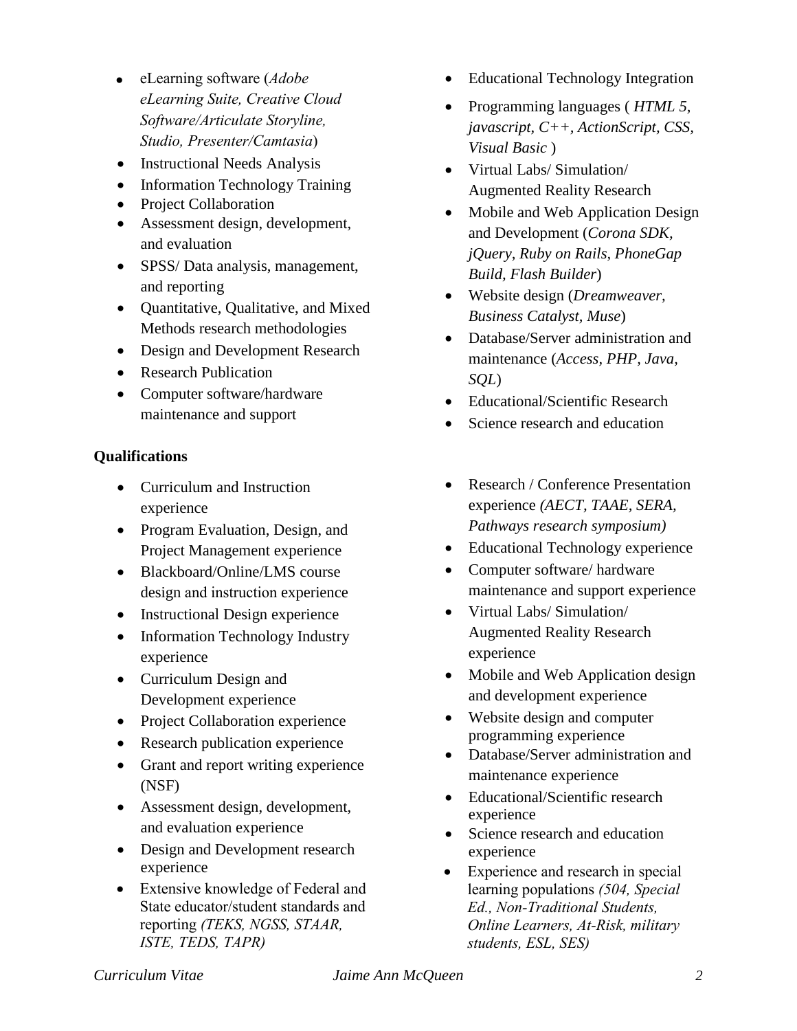- eLearning software (*Adobe eLearning Suite, Creative Cloud Software/Articulate Storyline, Studio, Presenter/Camtasia*)
- Instructional Needs Analysis
- Information Technology Training
- Project Collaboration
- Assessment design, development, and evaluation
- SPSS/ Data analysis, management, and reporting
- Quantitative, Qualitative, and Mixed Methods research methodologies
- Design and Development Research
- Research Publication
- Computer software/hardware maintenance and support
- Educational Technology Integration
- Programming languages ( *HTML 5, javascript, C++, ActionScript, CSS, Visual Basic* )
- Virtual Labs/ Simulation/ Augmented Reality Research
- Mobile and Web Application Design and Development (*Corona SDK, jQuery, Ruby on Rails, PhoneGap Build, Flash Builder*)
- Website design (*Dreamweaver, Business Catalyst, Muse*)
- Database/Server administration and maintenance (*Access, PHP, Java, SQL*)
- Educational/Scientific Research
- Science research and education

**Qualifications**

- Curriculum and Instruction experience
- Program Evaluation, Design, and Project Management experience
- Blackboard/Online/LMS course design and instruction experience
- Instructional Design experience
- Information Technology Industry experience
- Curriculum Design and Development experience
- Project Collaboration experience
- Research publication experience
- Grant and report writing experience (NSF)
- Assessment design, development, and evaluation experience
- Design and Development research experience
- Extensive knowledge of Federal and State educator/student standards and reporting *(TEKS, NGSS, STAAR, ISTE, TEDS, TAPR)*
- Research / Conference Presentation experience *(AECT, TAAE, SERA, Pathways research symposium)*
- Educational Technology experience
- Computer software/ hardware maintenance and support experience
- Virtual Labs/ Simulation/ Augmented Reality Research experience
- Mobile and Web Application design and development experience
- Website design and computer programming experience
- Database/Server administration and maintenance experience
- Educational/Scientific research experience
- Science research and education experience
- Experience and research in special learning populations *(504, Special Ed., Non-Traditional Students, Online Learners, At-Risk, military students, ESL, SES)*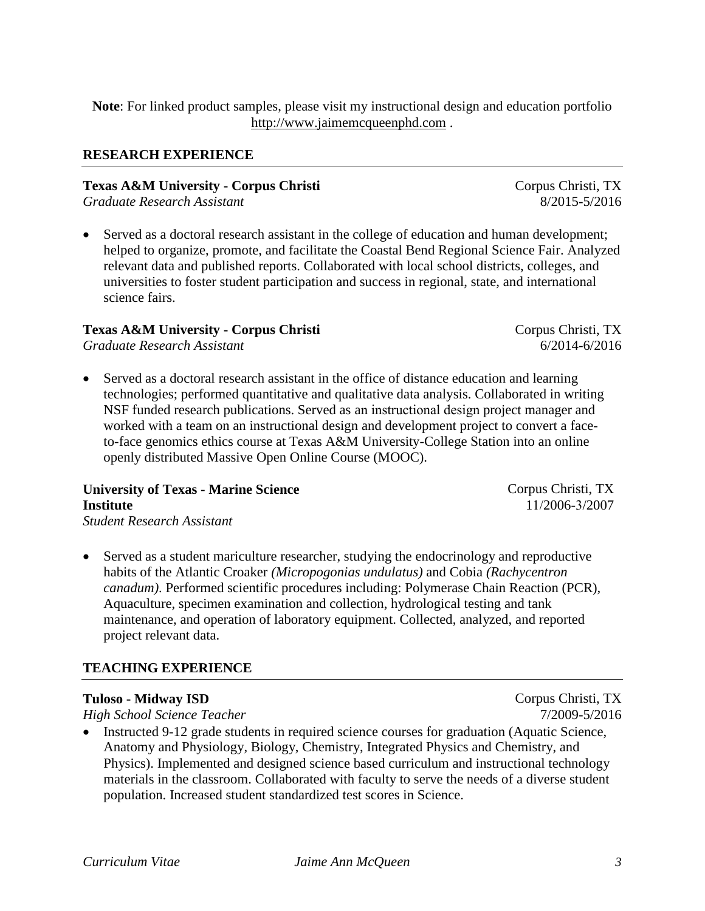**Note**: For linked product samples, please visit my instructional design and education portfolio http://www.jaimemcqueenphd.com .

## RESEARCH EXPERIENCE

**Texas A&M University - Corpus Christi** — Corpus Christi, TX
*Graduate Research Assistant* — 8/2015-5/2016

- Served as a doctoral research assistant in the college of education and human development; helped to organize, promote, and facilitate the Coastal Bend Regional Science Fair. Analyzed relevant data and published reports. Collaborated with local school districts, colleges, and universities to foster student participation and success in regional, state, and international science fairs.

**Texas A&M University - Corpus Christi** — Corpus Christi, TX
*Graduate Research Assistant* — 6/2014-6/2016

- Served as a doctoral research assistant in the office of distance education and learning technologies; performed quantitative and qualitative data analysis. Collaborated in writing NSF funded research publications. Served as an instructional design project manager and worked with a team on an instructional design and development project to convert a face-to-face genomics ethics course at Texas A&M University-College Station into an online openly distributed Massive Open Online Course (MOOC).

**University of Texas - Marine Science Institute** — Corpus Christi, TX
*Student Research Assistant* — 11/2006-3/2007

- Served as a student mariculture researcher, studying the endocrinology and reproductive habits of the Atlantic Croaker *(Micropogonias undulatus)* and Cobia *(Rachycentron canadum)*. Performed scientific procedures including: Polymerase Chain Reaction (PCR), Aquaculture, specimen examination and collection, hydrological testing and tank maintenance, and operation of laboratory equipment. Collected, analyzed, and reported project relevant data.

## TEACHING EXPERIENCE

**Tuloso - Midway ISD** — Corpus Christi, TX
*High School Science Teacher* — 7/2009-5/2016

- Instructed 9-12 grade students in required science courses for graduation (Aquatic Science, Anatomy and Physiology, Biology, Chemistry, Integrated Physics and Chemistry, and Physics). Implemented and designed science based curriculum and instructional technology materials in the classroom. Collaborated with faculty to serve the needs of a diverse student population. Increased student standardized test scores in Science.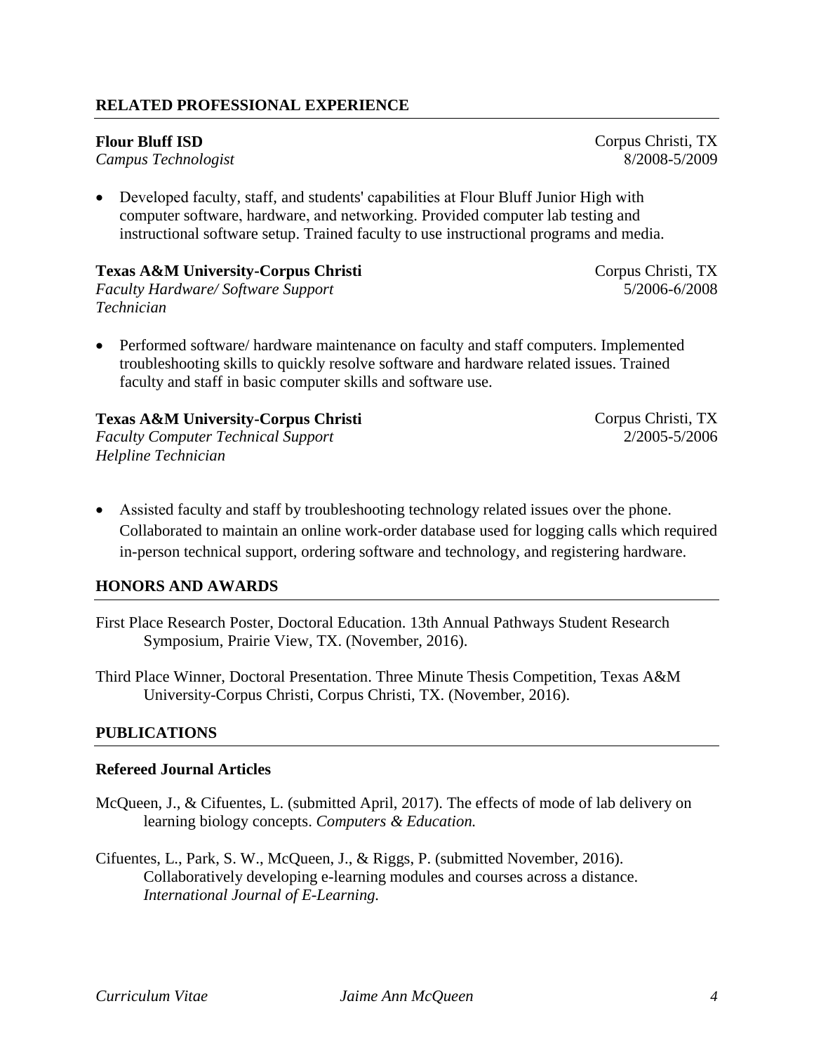## RELATED PROFESSIONAL EXPERIENCE

**Flour Bluff ISD** Corpus Christi, TX
*Campus Technologist* 8/2008-5/2009

- Developed faculty, staff, and students' capabilities at Flour Bluff Junior High with computer software, hardware, and networking. Provided computer lab testing and instructional software setup. Trained faculty to use instructional programs and media.

**Texas A&M University-Corpus Christi** Corpus Christi, TX
*Faculty Hardware/ Software Support Technician* 5/2006-6/2008

- Performed software/ hardware maintenance on faculty and staff computers. Implemented troubleshooting skills to quickly resolve software and hardware related issues. Trained faculty and staff in basic computer skills and software use.

**Texas A&M University-Corpus Christi** Corpus Christi, TX
*Faculty Computer Technical Support Helpline Technician* 2/2005-5/2006

- Assisted faculty and staff by troubleshooting technology related issues over the phone. Collaborated to maintain an online work-order database used for logging calls which required in-person technical support, ordering software and technology, and registering hardware.

## HONORS AND AWARDS

First Place Research Poster, Doctoral Education. 13th Annual Pathways Student Research Symposium, Prairie View, TX. (November, 2016).

Third Place Winner, Doctoral Presentation. Three Minute Thesis Competition, Texas A&M University-Corpus Christi, Corpus Christi, TX. (November, 2016).

## PUBLICATIONS

### Refereed Journal Articles

McQueen, J., & Cifuentes, L. (submitted April, 2017). The effects of mode of lab delivery on learning biology concepts. *Computers & Education.*

Cifuentes, L., Park, S. W., McQueen, J., & Riggs, P. (submitted November, 2016). Collaboratively developing e-learning modules and courses across a distance. *International Journal of E-Learning.*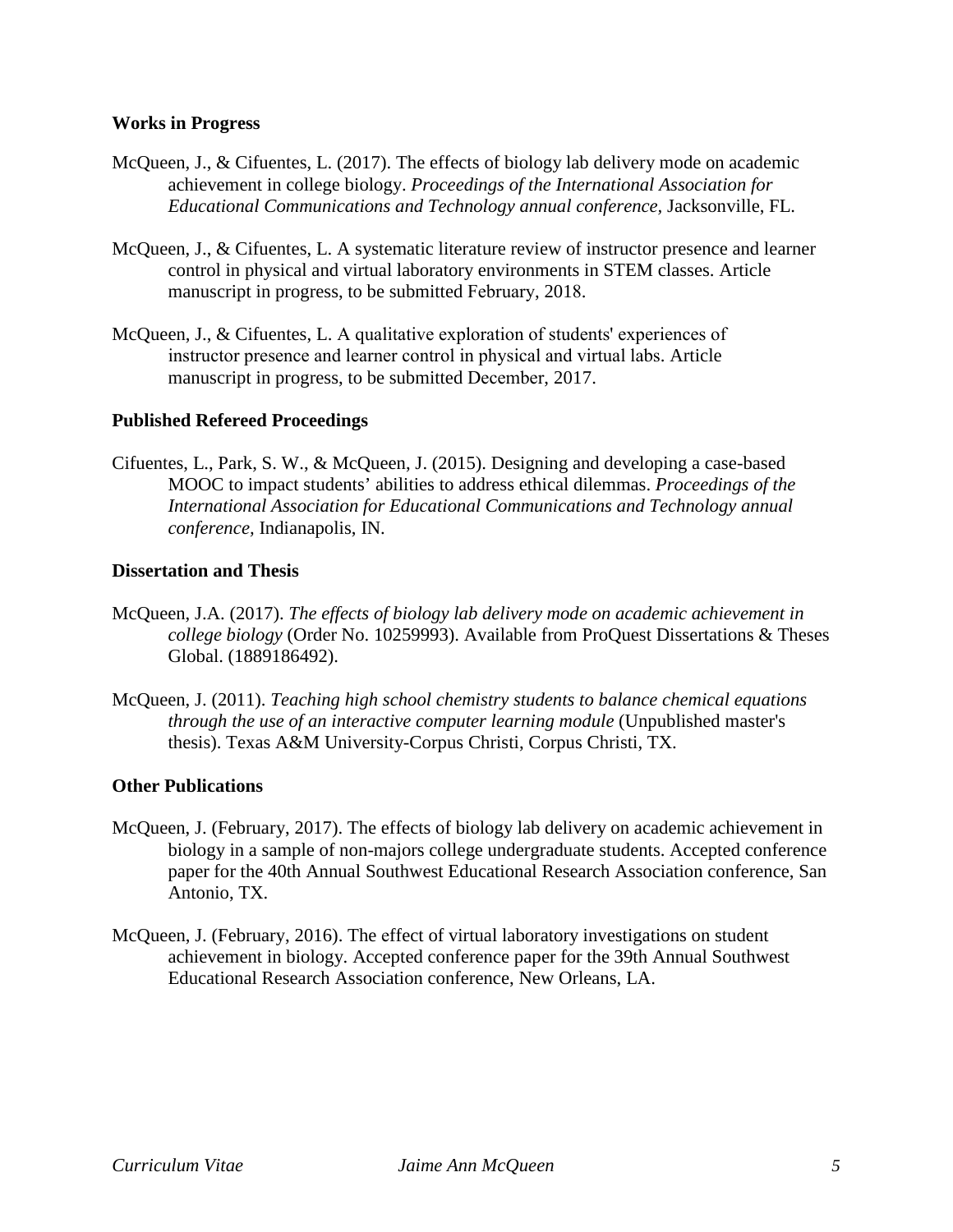**Works in Progress**

McQueen, J., & Cifuentes, L. (2017). The effects of biology lab delivery mode on academic achievement in college biology. *Proceedings of the International Association for Educational Communications and Technology annual conference,* Jacksonville, FL.

McQueen, J., & Cifuentes, L. A systematic literature review of instructor presence and learner control in physical and virtual laboratory environments in STEM classes. Article manuscript in progress, to be submitted February, 2018.

McQueen, J., & Cifuentes, L. A qualitative exploration of students' experiences of instructor presence and learner control in physical and virtual labs. Article manuscript in progress, to be submitted December, 2017.

**Published Refereed Proceedings**

Cifuentes, L., Park, S. W., & McQueen, J. (2015). Designing and developing a case-based MOOC to impact students' abilities to address ethical dilemmas. *Proceedings of the International Association for Educational Communications and Technology annual conference,* Indianapolis, IN.

**Dissertation and Thesis**

McQueen, J.A. (2017). *The effects of biology lab delivery mode on academic achievement in college biology* (Order No. 10259993). Available from ProQuest Dissertations & Theses Global. (1889186492).

McQueen, J. (2011). *Teaching high school chemistry students to balance chemical equations through the use of an interactive computer learning module* (Unpublished master's thesis). Texas A&M University-Corpus Christi, Corpus Christi, TX.

**Other Publications**

McQueen, J. (February, 2017). The effects of biology lab delivery on academic achievement in biology in a sample of non-majors college undergraduate students. Accepted conference paper for the 40th Annual Southwest Educational Research Association conference, San Antonio, TX.

McQueen, J. (February, 2016). The effect of virtual laboratory investigations on student achievement in biology. Accepted conference paper for the 39th Annual Southwest Educational Research Association conference, New Orleans, LA.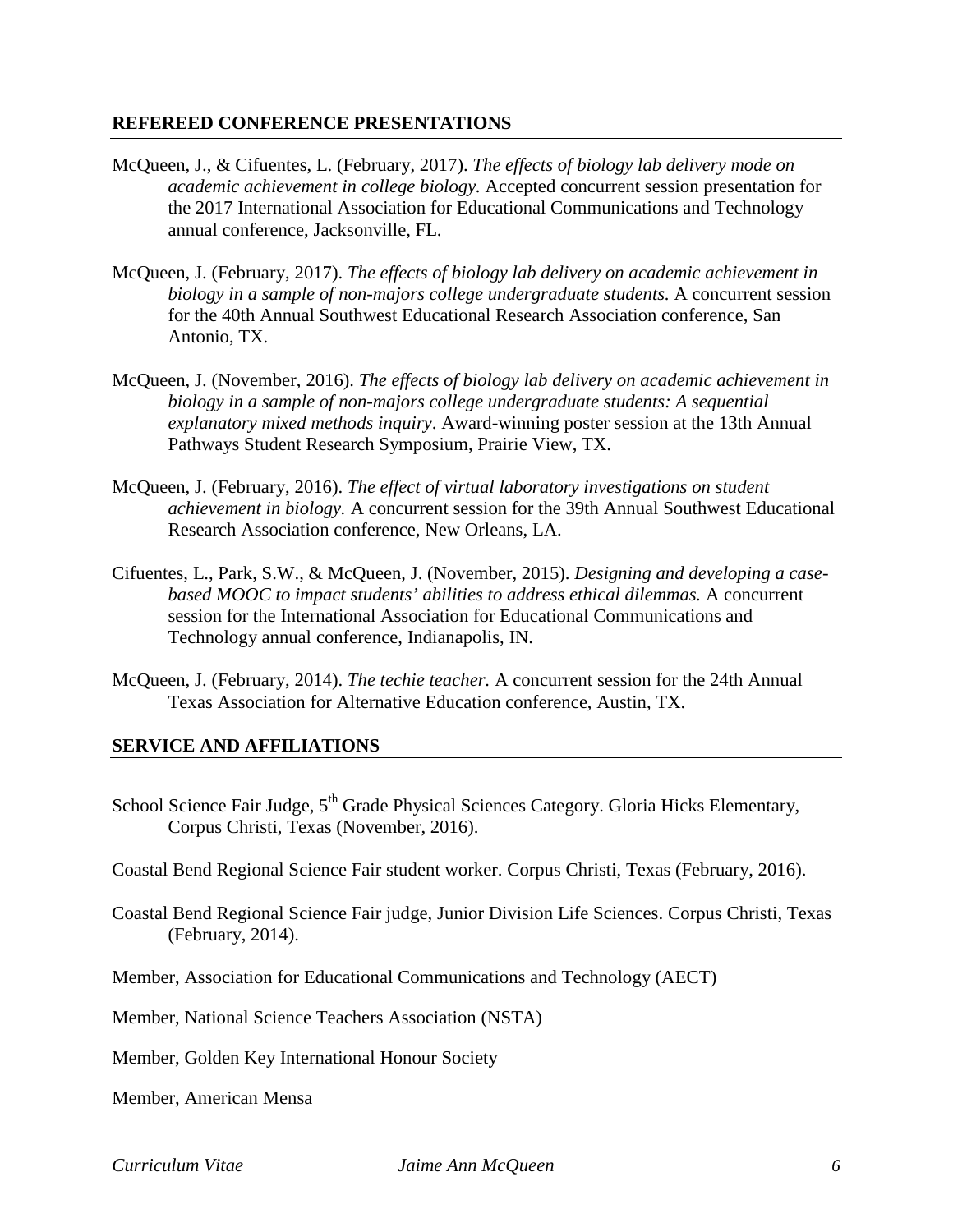## REFEREED CONFERENCE PRESENTATIONS

McQueen, J., & Cifuentes, L. (February, 2017). *The effects of biology lab delivery mode on academic achievement in college biology.* Accepted concurrent session presentation for the 2017 International Association for Educational Communications and Technology annual conference, Jacksonville, FL.

McQueen, J. (February, 2017). *The effects of biology lab delivery on academic achievement in biology in a sample of non-majors college undergraduate students.* A concurrent session for the 40th Annual Southwest Educational Research Association conference, San Antonio, TX.

McQueen, J. (November, 2016). *The effects of biology lab delivery on academic achievement in biology in a sample of non-majors college undergraduate students: A sequential explanatory mixed methods inquiry*. Award-winning poster session at the 13th Annual Pathways Student Research Symposium, Prairie View, TX.

McQueen, J. (February, 2016). *The effect of virtual laboratory investigations on student achievement in biology.* A concurrent session for the 39th Annual Southwest Educational Research Association conference, New Orleans, LA.

Cifuentes, L., Park, S.W., & McQueen, J. (November, 2015). *Designing and developing a case-based MOOC to impact students' abilities to address ethical dilemmas.* A concurrent session for the International Association for Educational Communications and Technology annual conference, Indianapolis, IN.

McQueen, J. (February, 2014). *The techie teacher.* A concurrent session for the 24th Annual Texas Association for Alternative Education conference, Austin, TX.

## SERVICE AND AFFILIATIONS

School Science Fair Judge, 5th Grade Physical Sciences Category. Gloria Hicks Elementary, Corpus Christi, Texas (November, 2016).

Coastal Bend Regional Science Fair student worker. Corpus Christi, Texas (February, 2016).

Coastal Bend Regional Science Fair judge, Junior Division Life Sciences. Corpus Christi, Texas (February, 2014).

Member, Association for Educational Communications and Technology (AECT)

Member, National Science Teachers Association (NSTA)

Member, Golden Key International Honour Society

Member, American Mensa